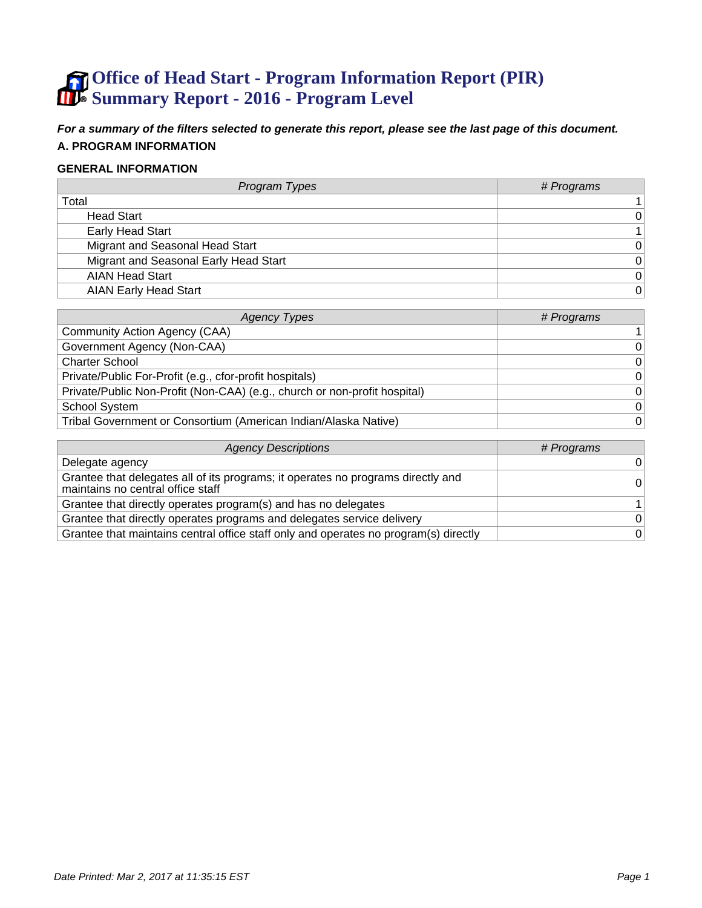# Office of Head Start - Program Information Report (PIR) Summary Report - 2016 - Program Level

***For a summary of the filters selected to generate this report, please see the last page of this document.***

## A. PROGRAM INFORMATION

### GENERAL INFORMATION

| *Program Types* | *# Programs* |
|---|---|
| Total | 1 |
| Head Start | 0 |
| Early Head Start | 1 |
| Migrant and Seasonal Head Start | 0 |
| Migrant and Seasonal Early Head Start | 0 |
| AIAN Head Start | 0 |
| AIAN Early Head Start | 0 |

| *Agency Types* | *# Programs* |
|---|---|
| Community Action Agency (CAA) | 1 |
| Government Agency (Non-CAA) | 0 |
| Charter School | 0 |
| Private/Public For-Profit (e.g., cfor-profit hospitals) | 0 |
| Private/Public Non-Profit (Non-CAA) (e.g., church or non-profit hospital) | 0 |
| School System | 0 |
| Tribal Government or Consortium (American Indian/Alaska Native) | 0 |

| *Agency Descriptions* | *# Programs* |
|---|---|
| Delegate agency | 0 |
| Grantee that delegates all of its programs; it operates no programs directly and maintains no central office staff | 0 |
| Grantee that directly operates program(s) and has no delegates | 1 |
| Grantee that directly operates programs and delegates service delivery | 0 |
| Grantee that maintains central office staff only and operates no program(s) directly | 0 |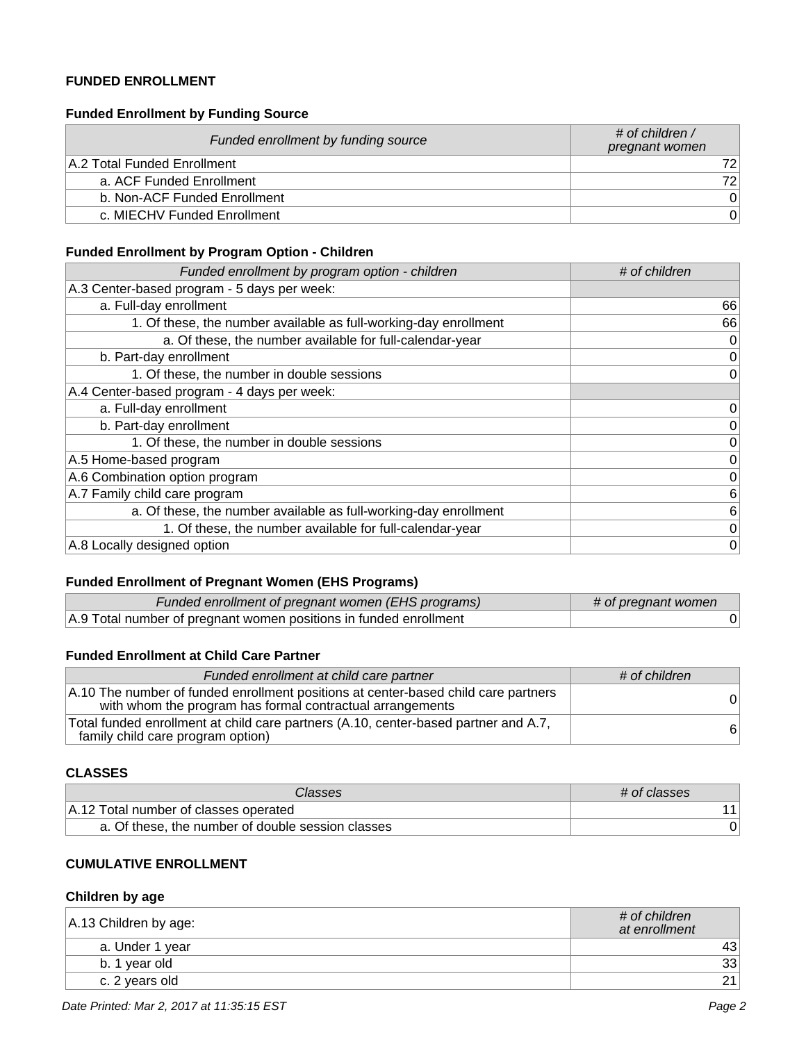### FUNDED ENROLLMENT

#### Funded Enrollment by Funding Source

| Funded enrollment by funding source | # of children / pregnant women |
|---|---|
| A.2 Total Funded Enrollment | 72 |
| a. ACF Funded Enrollment | 72 |
| b. Non-ACF Funded Enrollment | 0 |
| c. MIECHV Funded Enrollment | 0 |

#### Funded Enrollment by Program Option - Children

| Funded enrollment by program option - children | # of children |
|---|---|
| A.3 Center-based program - 5 days per week: | |
| a. Full-day enrollment | 66 |
| 1. Of these, the number available as full-working-day enrollment | 66 |
| a. Of these, the number available for full-calendar-year | 0 |
| b. Part-day enrollment | 0 |
| 1. Of these, the number in double sessions | 0 |
| A.4 Center-based program - 4 days per week: | |
| a. Full-day enrollment | 0 |
| b. Part-day enrollment | 0 |
| 1. Of these, the number in double sessions | 0 |
| A.5 Home-based program | 0 |
| A.6 Combination option program | 0 |
| A.7 Family child care program | 6 |
| a. Of these, the number available as full-working-day enrollment | 6 |
| 1. Of these, the number available for full-calendar-year | 0 |
| A.8 Locally designed option | 0 |

#### Funded Enrollment of Pregnant Women (EHS Programs)

| Funded enrollment of pregnant women (EHS programs) | # of pregnant women |
|---|---|
| A.9 Total number of pregnant women positions in funded enrollment | 0 |

#### Funded Enrollment at Child Care Partner

| Funded enrollment at child care partner | # of children |
|---|---|
| A.10 The number of funded enrollment positions at center-based child care partners with whom the program has formal contractual arrangements | 0 |
| Total funded enrollment at child care partners (A.10, center-based partner and A.7, family child care program option) | 6 |

### CLASSES

| Classes | # of classes |
|---|---|
| A.12 Total number of classes operated | 11 |
| a. Of these, the number of double session classes | 0 |

### CUMULATIVE ENROLLMENT

#### Children by age

| A.13 Children by age: | # of children at enrollment |
|---|---|
| a. Under 1 year | 43 |
| b. 1 year old | 33 |
| c. 2 years old | 21 |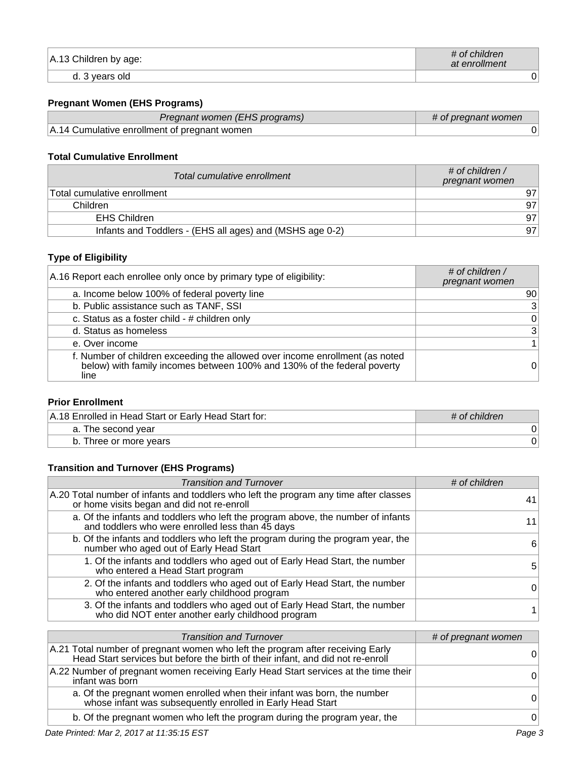| A.13 Children by age: | # of children at enrollment |
| --- | --- |
| d. 3 years old | 0 |

### Pregnant Women (EHS Programs)

| Pregnant women (EHS programs) | # of pregnant women |
| --- | --- |
| A.14 Cumulative enrollment of pregnant women | 0 |

### Total Cumulative Enrollment

| Total cumulative enrollment | # of children / pregnant women |
| --- | --- |
| Total cumulative enrollment | 97 |
| Children | 97 |
| EHS Children | 97 |
| Infants and Toddlers - (EHS all ages) and (MSHS age 0-2) | 97 |

### Type of Eligibility

| A.16 Report each enrollee only once by primary type of eligibility: | # of children / pregnant women |
| --- | --- |
| a. Income below 100% of federal poverty line | 90 |
| b. Public assistance such as TANF, SSI | 3 |
| c. Status as a foster child - # children only | 0 |
| d. Status as homeless | 3 |
| e. Over income | 1 |
| f. Number of children exceeding the allowed over income enrollment (as noted below) with family incomes between 100% and 130% of the federal poverty line | 0 |

### Prior Enrollment

| A.18 Enrolled in Head Start or Early Head Start for: | # of children |
| --- | --- |
| a. The second year | 0 |
| b. Three or more years | 0 |

### Transition and Turnover (EHS Programs)

| Transition and Turnover | # of children |
| --- | --- |
| A.20 Total number of infants and toddlers who left the program any time after classes or home visits began and did not re-enroll | 41 |
| a. Of the infants and toddlers who left the program above, the number of infants and toddlers who were enrolled less than 45 days | 11 |
| b. Of the infants and toddlers who left the program during the program year, the number who aged out of Early Head Start | 6 |
| 1. Of the infants and toddlers who aged out of Early Head Start, the number who entered a Head Start program | 5 |
| 2. Of the infants and toddlers who aged out of Early Head Start, the number who entered another early childhood program | 0 |
| 3. Of the infants and toddlers who aged out of Early Head Start, the number who did NOT enter another early childhood program | 1 |

| Transition and Turnover | # of pregnant women |
| --- | --- |
| A.21 Total number of pregnant women who left the program after receiving Early Head Start services but before the birth of their infant, and did not re-enroll | 0 |
| A.22 Number of pregnant women receiving Early Head Start services at the time their infant was born | 0 |
| a. Of the pregnant women enrolled when their infant was born, the number whose infant was subsequently enrolled in Early Head Start | 0 |
| b. Of the pregnant women who left the program during the program year, the | 0 |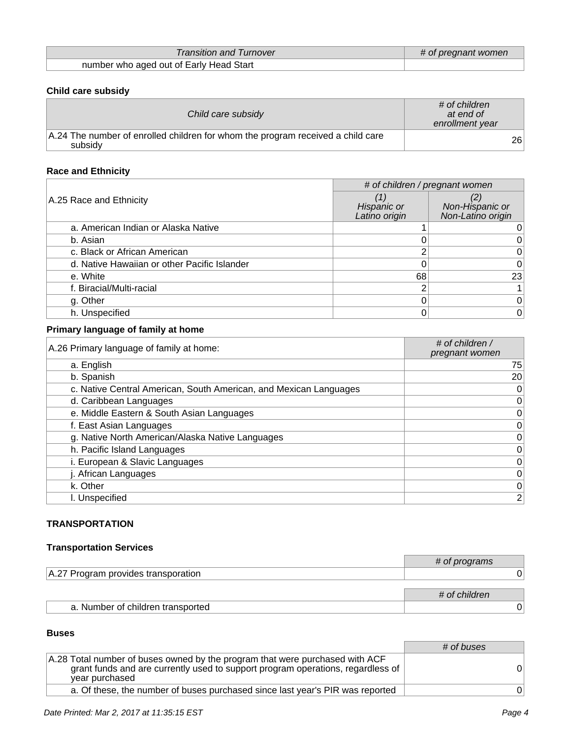| *Transition and Turnover* | *# of pregnant women* |
| --- | --- |
| number who aged out of Early Head Start | |

### Child care subsidy

| *Child care subsidy* | *# of children at end of enrollment year* |
| --- | --- |
| A.24 The number of enrolled children for whom the program received a child care subsidy | 26 |

### Race and Ethnicity

| A.25 Race and Ethnicity | *# of children / pregnant women* | |
| --- | --- | --- |
| | *(1) Hispanic or Latino origin* | *(2) Non-Hispanic or Non-Latino origin* |
| a. American Indian or Alaska Native | 1 | 0 |
| b. Asian | 0 | 0 |
| c. Black or African American | 2 | 0 |
| d. Native Hawaiian or other Pacific Islander | 0 | 0 |
| e. White | 68 | 23 |
| f. Biracial/Multi-racial | 2 | 1 |
| g. Other | 0 | 0 |
| h. Unspecified | 0 | 0 |

### Primary language of family at home

| A.26 Primary language of family at home: | *# of children / pregnant women* |
| --- | --- |
| a. English | 75 |
| b. Spanish | 20 |
| c. Native Central American, South American, and Mexican Languages | 0 |
| d. Caribbean Languages | 0 |
| e. Middle Eastern & South Asian Languages | 0 |
| f. East Asian Languages | 0 |
| g. Native North American/Alaska Native Languages | 0 |
| h. Pacific Island Languages | 0 |
| i. European & Slavic Languages | 0 |
| j. African Languages | 0 |
| k. Other | 0 |
| l. Unspecified | 2 |

## TRANSPORTATION

### Transportation Services

| | *# of programs* |
| --- | --- |
| A.27 Program provides transporation | 0 |

| | *# of children* |
| --- | --- |
| a. Number of children transported | 0 |

### Buses

| | *# of buses* |
| --- | --- |
| A.28 Total number of buses owned by the program that were purchased with ACF grant funds and are currently used to support program operations, regardless of year purchased | 0 |
| a. Of these, the number of buses purchased since last year's PIR was reported | 0 |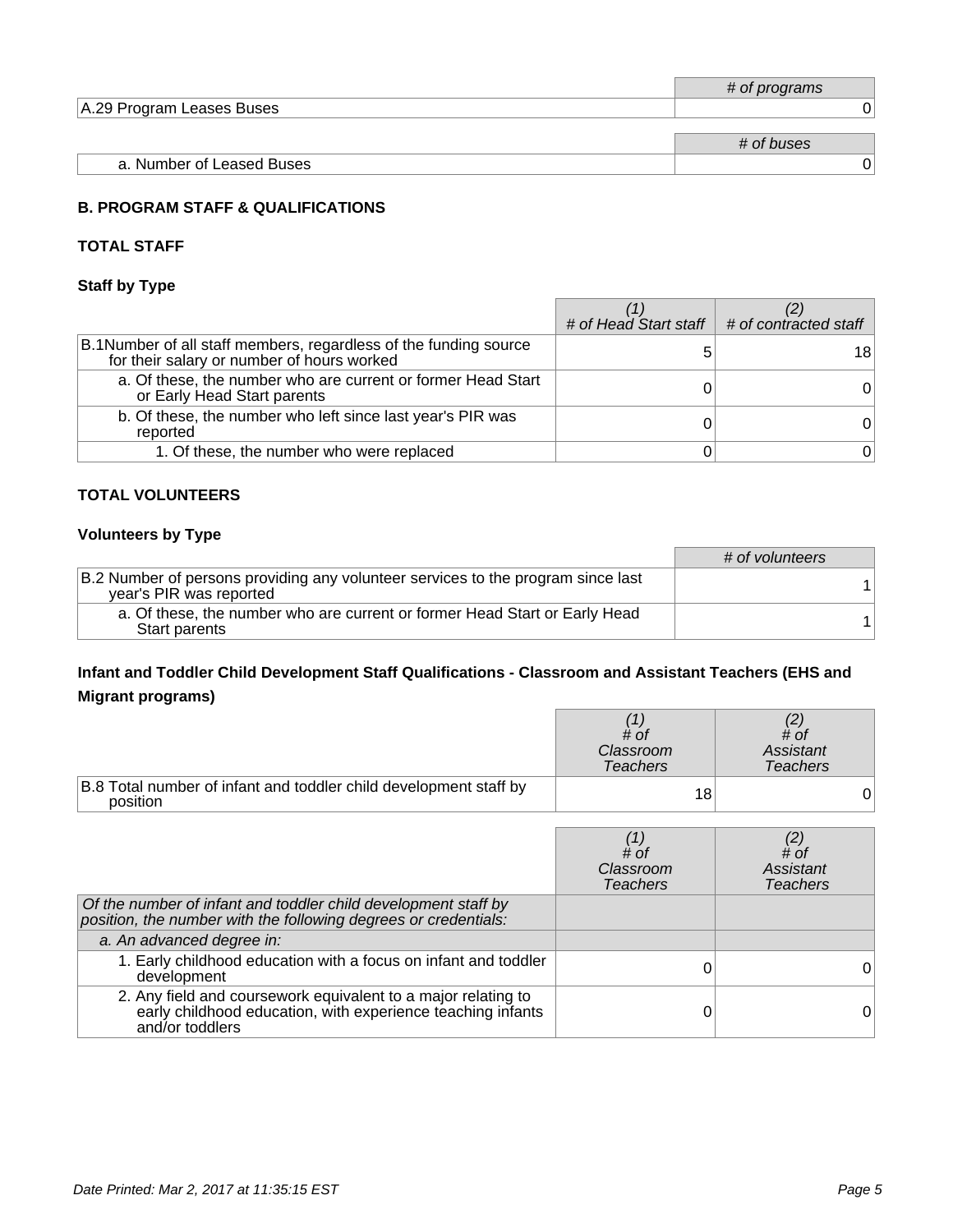| | # of programs |
|---|---|
| A.29 Program Leases Buses | 0 |

| | # of buses |
|---|---|
| a. Number of Leased Buses | 0 |

### B. PROGRAM STAFF & QUALIFICATIONS

### TOTAL STAFF

#### Staff by Type

| | (1) # of Head Start staff | (2) # of contracted staff |
|---|---|---|
| B.1Number of all staff members, regardless of the funding source for their salary or number of hours worked | 5 | 18 |
| a. Of these, the number who are current or former Head Start or Early Head Start parents | 0 | 0 |
| b. Of these, the number who left since last year's PIR was reported | 0 | 0 |
| 1. Of these, the number who were replaced | 0 | 0 |

### TOTAL VOLUNTEERS

#### Volunteers by Type

| | # of volunteers |
|---|---|
| B.2 Number of persons providing any volunteer services to the program since last year's PIR was reported | 1 |
| a. Of these, the number who are current or former Head Start or Early Head Start parents | 1 |

#### Infant and Toddler Child Development Staff Qualifications - Classroom and Assistant Teachers (EHS and Migrant programs)

| | (1) # of Classroom Teachers | (2) # of Assistant Teachers |
|---|---|---|
| B.8 Total number of infant and toddler child development staff by position | 18 | 0 |

| | (1) # of Classroom Teachers | (2) # of Assistant Teachers |
|---|---|---|
| *Of the number of infant and toddler child development staff by position, the number with the following degrees or credentials:* | | |
| *a. An advanced degree in:* | | |
| 1. Early childhood education with a focus on infant and toddler development | 0 | 0 |
| 2. Any field and coursework equivalent to a major relating to early childhood education, with experience teaching infants and/or toddlers | 0 | 0 |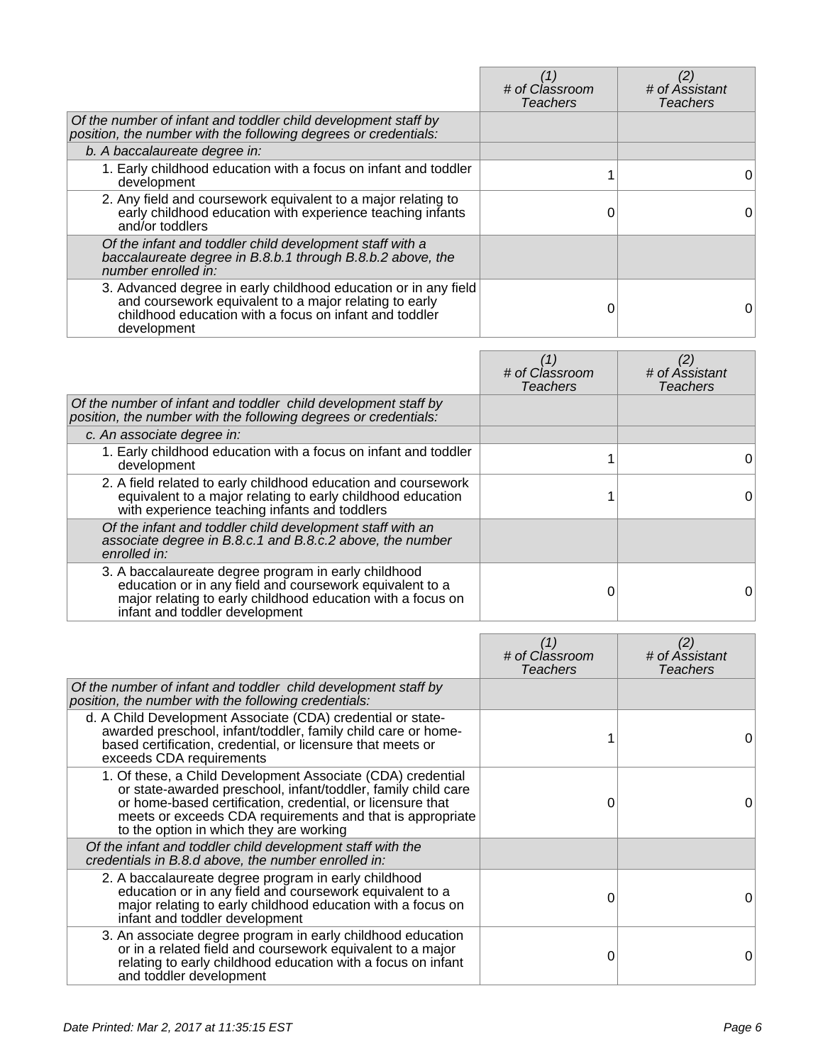| | (1) # of Classroom Teachers | (2) # of Assistant Teachers |
|---|---|---|
| *Of the number of infant and toddler child development staff by position, the number with the following degrees or credentials:* | | |
| *b. A baccalaureate degree in:* | | |
| 1. Early childhood education with a focus on infant and toddler development | 1 | 0 |
| 2. Any field and coursework equivalent to a major relating to early childhood education with experience teaching infants and/or toddlers | 0 | 0 |
| *Of the infant and toddler child development staff with a baccalaureate degree in B.8.b.1 through B.8.b.2 above, the number enrolled in:* | | |
| 3. Advanced degree in early childhood education or in any field and coursework equivalent to a major relating to early childhood education with a focus on infant and toddler development | 0 | 0 |

| | (1) # of Classroom Teachers | (2) # of Assistant Teachers |
|---|---|---|
| *Of the number of infant and toddler child development staff by position, the number with the following degrees or credentials:* | | |
| *c. An associate degree in:* | | |
| 1. Early childhood education with a focus on infant and toddler development | 1 | 0 |
| 2. A field related to early childhood education and coursework equivalent to a major relating to early childhood education with experience teaching infants and toddlers | 1 | 0 |
| *Of the infant and toddler child development staff with an associate degree in B.8.c.1 and B.8.c.2 above, the number enrolled in:* | | |
| 3. A baccalaureate degree program in early childhood education or in any field and coursework equivalent to a major relating to early childhood education with a focus on infant and toddler development | 0 | 0 |

| | (1) # of Classroom Teachers | (2) # of Assistant Teachers |
|---|---|---|
| *Of the number of infant and toddler child development staff by position, the number with the following credentials:* | | |
| d. A Child Development Associate (CDA) credential or state-awarded preschool, infant/toddler, family child care or home-based certification, credential, or licensure that meets or exceeds CDA requirements | 1 | 0 |
| 1. Of these, a Child Development Associate (CDA) credential or state-awarded preschool, infant/toddler, family child care or home-based certification, credential, or licensure that meets or exceeds CDA requirements and that is appropriate to the option in which they are working | 0 | 0 |
| *Of the infant and toddler child development staff with the credentials in B.8.d above, the number enrolled in:* | | |
| 2. A baccalaureate degree program in early childhood education or in any field and coursework equivalent to a major relating to early childhood education with a focus on infant and toddler development | 0 | 0 |
| 3. An associate degree program in early childhood education or in a related field and coursework equivalent to a major relating to early childhood education with a focus on infant and toddler development | 0 | 0 |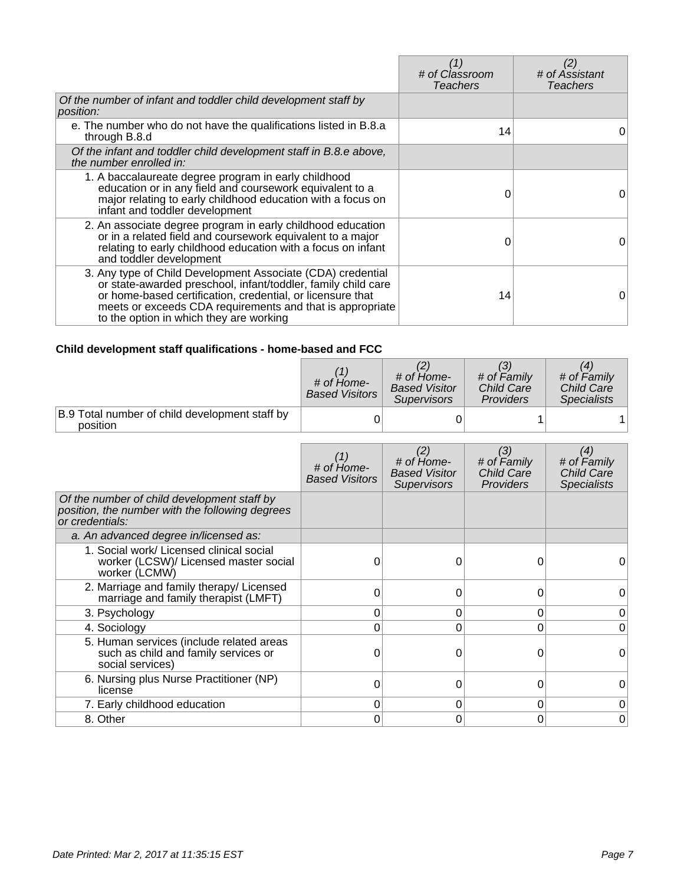| | (1) # of Classroom Teachers | (2) # of Assistant Teachers |
|---|---|---|
| *Of the number of infant and toddler child development staff by position:* | | |
| e. The number who do not have the qualifications listed in B.8.a through B.8.d | 14 | 0 |
| *Of the infant and toddler child development staff in B.8.e above, the number enrolled in:* | | |
| 1. A baccalaureate degree program in early childhood education or in any field and coursework equivalent to a major relating to early childhood education with a focus on infant and toddler development | 0 | 0 |
| 2. An associate degree program in early childhood education or in a related field and coursework equivalent to a major relating to early childhood education with a focus on infant and toddler development | 0 | 0 |
| 3. Any type of Child Development Associate (CDA) credential or state-awarded preschool, infant/toddler, family child care or home-based certification, credential, or licensure that meets or exceeds CDA requirements and that is appropriate to the option in which they are working | 14 | 0 |

**Child development staff qualifications - home-based and FCC**

| | (1) # of Home-Based Visitors | (2) # of Home-Based Visitor Supervisors | (3) # of Family Child Care Providers | (4) # of Family Child Care Specialists |
|---|---|---|---|---|
| B.9 Total number of child development staff by position | 0 | 0 | 1 | 1 |

| | (1) # of Home-Based Visitors | (2) # of Home-Based Visitor Supervisors | (3) # of Family Child Care Providers | (4) # of Family Child Care Specialists |
|---|---|---|---|---|
| *Of the number of child development staff by position, the number with the following degrees or credentials:* | | | | |
| *a. An advanced degree in/licensed as:* | | | | |
| 1. Social work/ Licensed clinical social worker (LCSW)/ Licensed master social worker (LCMW) | 0 | 0 | 0 | 0 |
| 2. Marriage and family therapy/ Licensed marriage and family therapist (LMFT) | 0 | 0 | 0 | 0 |
| 3. Psychology | 0 | 0 | 0 | 0 |
| 4. Sociology | 0 | 0 | 0 | 0 |
| 5. Human services (include related areas such as child and family services or social services) | 0 | 0 | 0 | 0 |
| 6. Nursing plus Nurse Practitioner (NP) license | 0 | 0 | 0 | 0 |
| 7. Early childhood education | 0 | 0 | 0 | 0 |
| 8. Other | 0 | 0 | 0 | 0 |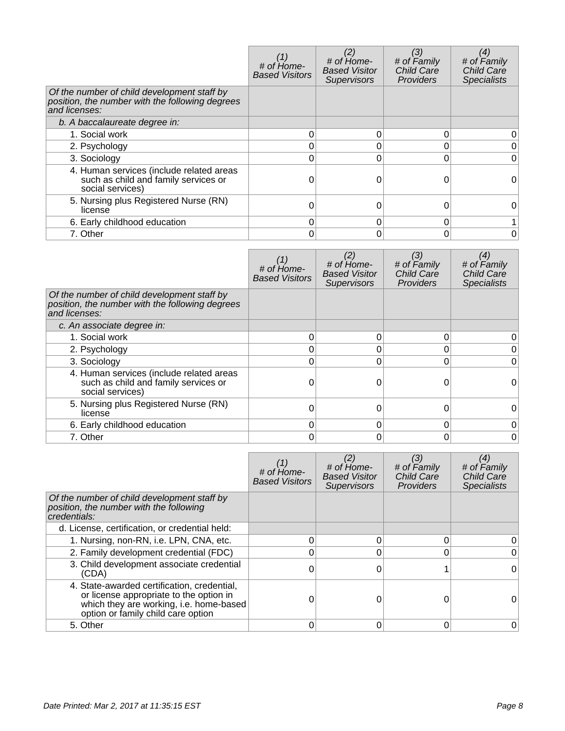| | *(1) # of Home-Based Visitors* | *(2) # of Home-Based Visitor Supervisors* | *(3) # of Family Child Care Providers* | *(4) # of Family Child Care Specialists* |
|---|---|---|---|---|
| *Of the number of child development staff by position, the number with the following degrees and licenses:* | | | | |
| *b. A baccalaureate degree in:* | | | | |
| 1. Social work | 0 | 0 | 0 | 0 |
| 2. Psychology | 0 | 0 | 0 | 0 |
| 3. Sociology | 0 | 0 | 0 | 0 |
| 4. Human services (include related areas such as child and family services or social services) | 0 | 0 | 0 | 0 |
| 5. Nursing plus Registered Nurse (RN) license | 0 | 0 | 0 | 0 |
| 6. Early childhood education | 0 | 0 | 0 | 1 |
| 7. Other | 0 | 0 | 0 | 0 |

| | *(1) # of Home-Based Visitors* | *(2) # of Home-Based Visitor Supervisors* | *(3) # of Family Child Care Providers* | *(4) # of Family Child Care Specialists* |
|---|---|---|---|---|
| *Of the number of child development staff by position, the number with the following degrees and licenses:* | | | | |
| *c. An associate degree in:* | | | | |
| 1. Social work | 0 | 0 | 0 | 0 |
| 2. Psychology | 0 | 0 | 0 | 0 |
| 3. Sociology | 0 | 0 | 0 | 0 |
| 4. Human services (include related areas such as child and family services or social services) | 0 | 0 | 0 | 0 |
| 5. Nursing plus Registered Nurse (RN) license | 0 | 0 | 0 | 0 |
| 6. Early childhood education | 0 | 0 | 0 | 0 |
| 7. Other | 0 | 0 | 0 | 0 |

| | *(1) # of Home-Based Visitors* | *(2) # of Home-Based Visitor Supervisors* | *(3) # of Family Child Care Providers* | *(4) # of Family Child Care Specialists* |
|---|---|---|---|---|
| *Of the number of child development staff by position, the number with the following credentials:* | | | | |
| d. License, certification, or credential held: | | | | |
| 1. Nursing, non-RN, i.e. LPN, CNA, etc. | 0 | 0 | 0 | 0 |
| 2. Family development credential (FDC) | 0 | 0 | 0 | 0 |
| 3. Child development associate credential (CDA) | 0 | 0 | 1 | 0 |
| 4. State-awarded certification, credential, or license appropriate to the option in which they are working, i.e. home-based option or family child care option | 0 | 0 | 0 | 0 |
| 5. Other | 0 | 0 | 0 | 0 |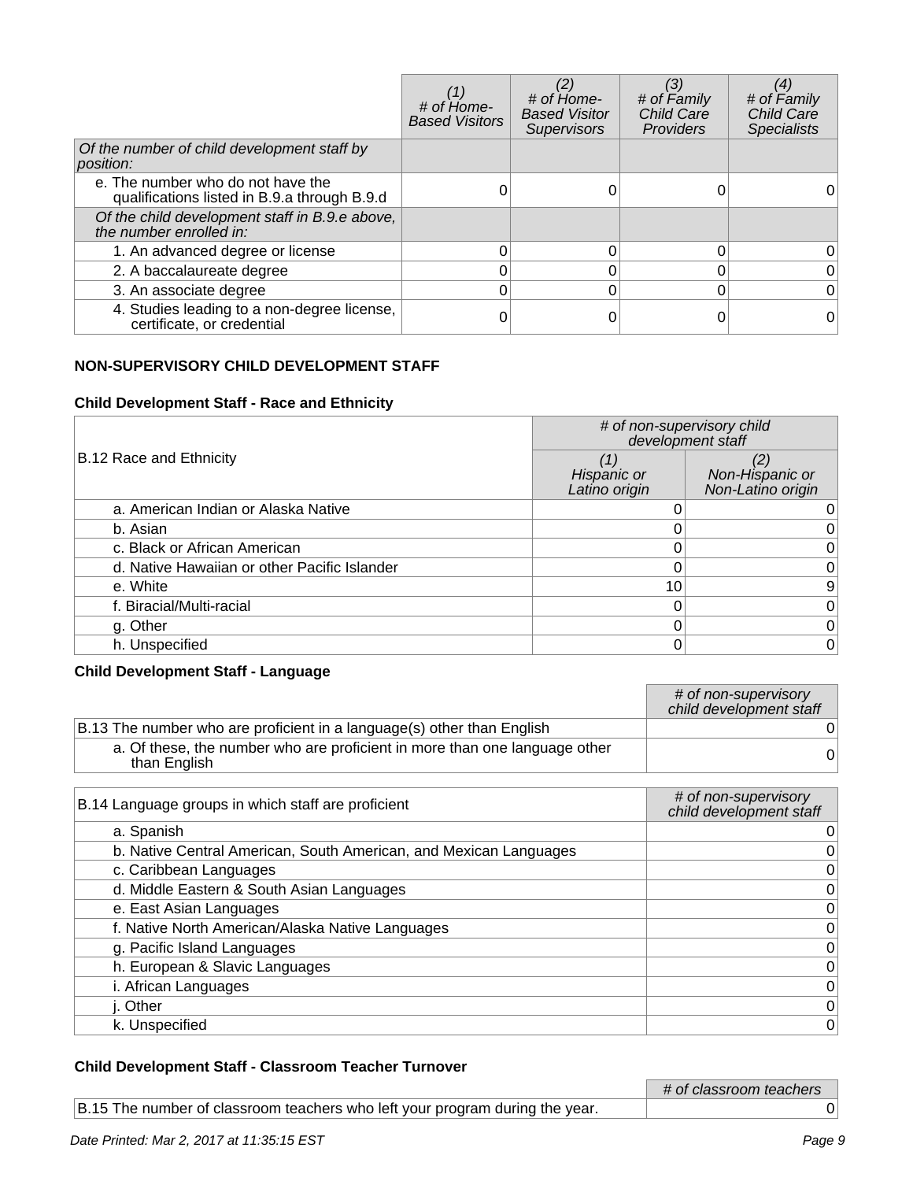| | (1) # of Home-Based Visitors | (2) # of Home-Based Visitor Supervisors | (3) # of Family Child Care Providers | (4) # of Family Child Care Specialists |
|---|---|---|---|---|
| *Of the number of child development staff by position:* | | | | |
| e. The number who do not have the qualifications listed in B.9.a through B.9.d | 0 | 0 | 0 | 0 |
| *Of the child development staff in B.9.e above, the number enrolled in:* | | | | |
| 1. An advanced degree or license | 0 | 0 | 0 | 0 |
| 2. A baccalaureate degree | 0 | 0 | 0 | 0 |
| 3. An associate degree | 0 | 0 | 0 | 0 |
| 4. Studies leading to a non-degree license, certificate, or credential | 0 | 0 | 0 | 0 |

## NON-SUPERVISORY CHILD DEVELOPMENT STAFF

### Child Development Staff - Race and Ethnicity

| B.12 Race and Ethnicity | # of non-supervisory child development staff | |
|---|---|---|
| | (1) Hispanic or Latino origin | (2) Non-Hispanic or Non-Latino origin |
| a. American Indian or Alaska Native | 0 | 0 |
| b. Asian | 0 | 0 |
| c. Black or African American | 0 | 0 |
| d. Native Hawaiian or other Pacific Islander | 0 | 0 |
| e. White | 10 | 9 |
| f. Biracial/Multi-racial | 0 | 0 |
| g. Other | 0 | 0 |
| h. Unspecified | 0 | 0 |

### Child Development Staff - Language

| | # of non-supervisory child development staff |
|---|---|
| B.13 The number who are proficient in a language(s) other than English | 0 |
| a. Of these, the number who are proficient in more than one language other than English | 0 |

| B.14 Language groups in which staff are proficient | # of non-supervisory child development staff |
|---|---|
| a. Spanish | 0 |
| b. Native Central American, South American, and Mexican Languages | 0 |
| c. Caribbean Languages | 0 |
| d. Middle Eastern & South Asian Languages | 0 |
| e. East Asian Languages | 0 |
| f. Native North American/Alaska Native Languages | 0 |
| g. Pacific Island Languages | 0 |
| h. European & Slavic Languages | 0 |
| i. African Languages | 0 |
| j. Other | 0 |
| k. Unspecified | 0 |

### Child Development Staff - Classroom Teacher Turnover

| | # of classroom teachers |
|---|---|
| B.15 The number of classroom teachers who left your program during the year. | 0 |

*Date Printed: Mar 2, 2017 at 11:35:15 EST*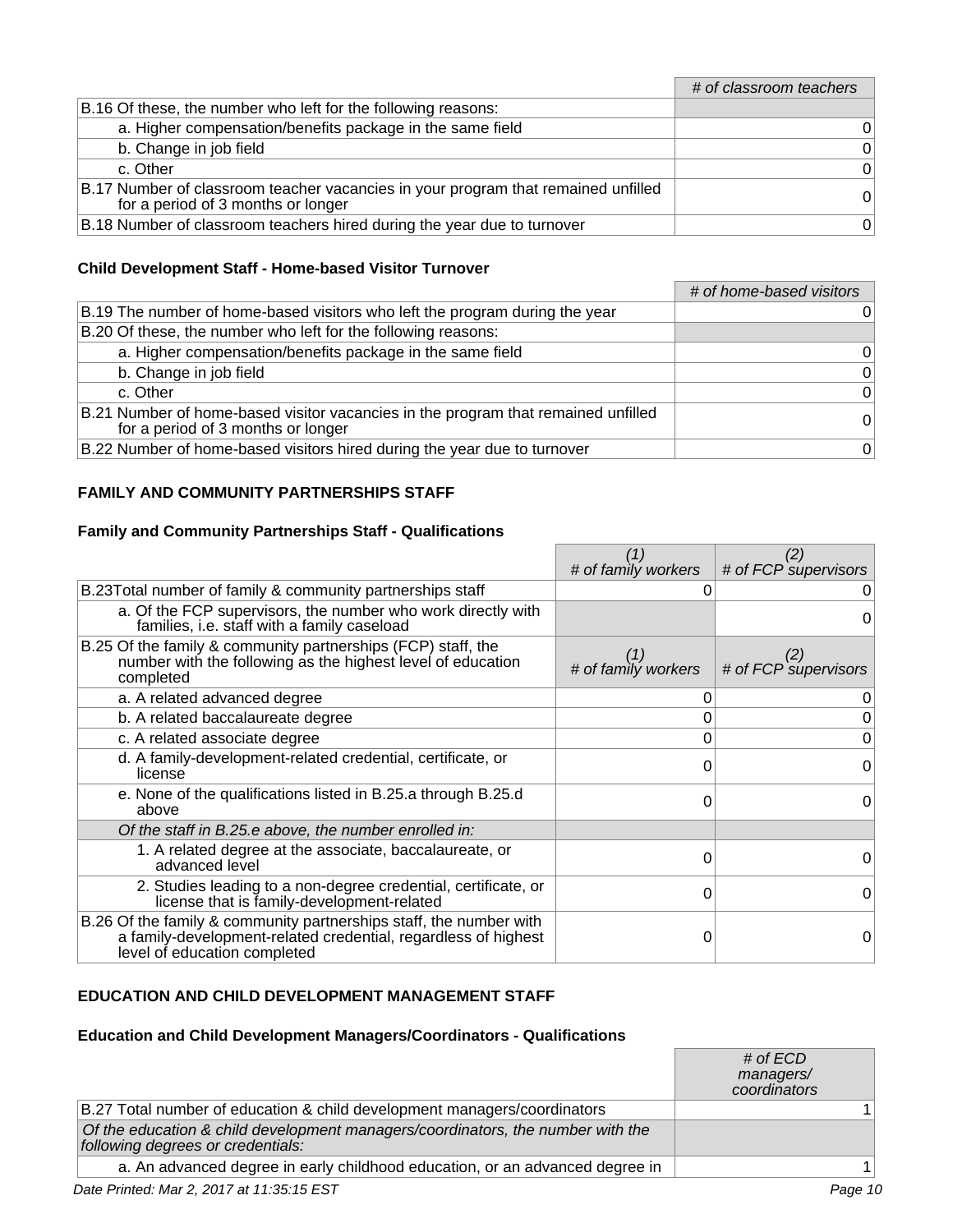| | # of classroom teachers |
|---|---|
| B.16 Of these, the number who left for the following reasons: | |
| a. Higher compensation/benefits package in the same field | 0 |
| b. Change in job field | 0 |
| c. Other | 0 |
| B.17 Number of classroom teacher vacancies in your program that remained unfilled for a period of 3 months or longer | 0 |
| B.18 Number of classroom teachers hired during the year due to turnover | 0 |

### Child Development Staff - Home-based Visitor Turnover

| | # of home-based visitors |
|---|---|
| B.19 The number of home-based visitors who left the program during the year | 0 |
| B.20 Of these, the number who left for the following reasons: | |
| a. Higher compensation/benefits package in the same field | 0 |
| b. Change in job field | 0 |
| c. Other | 0 |
| B.21 Number of home-based visitor vacancies in the program that remained unfilled for a period of 3 months or longer | 0 |
| B.22 Number of home-based visitors hired during the year due to turnover | 0 |

## FAMILY AND COMMUNITY PARTNERSHIPS STAFF

### Family and Community Partnerships Staff - Qualifications

| | *(1)* *# of family workers* | *(2)* *# of FCP supervisors* |
|---|---|---|
| B.23Total number of family & community partnerships staff | 0 | 0 |
| a. Of the FCP supervisors, the number who work directly with families, i.e. staff with a family caseload | | 0 |
| B.25 Of the family & community partnerships (FCP) staff, the number with the following as the highest level of education completed | *(1)* *# of family workers* | *(2)* *# of FCP supervisors* |
| a. A related advanced degree | 0 | 0 |
| b. A related baccalaureate degree | 0 | 0 |
| c. A related associate degree | 0 | 0 |
| d. A family-development-related credential, certificate, or license | 0 | 0 |
| e. None of the qualifications listed in B.25.a through B.25.d above | 0 | 0 |
| *Of the staff in B.25.e above, the number enrolled in:* | | |
| 1. A related degree at the associate, baccalaureate, or advanced level | 0 | 0 |
| 2. Studies leading to a non-degree credential, certificate, or license that is family-development-related | 0 | 0 |
| B.26 Of the family & community partnerships staff, the number with a family-development-related credential, regardless of highest level of education completed | 0 | 0 |

## EDUCATION AND CHILD DEVELOPMENT MANAGEMENT STAFF

### Education and Child Development Managers/Coordinators - Qualifications

| | *# of ECD managers/ coordinators* |
|---|---|
| B.27 Total number of education & child development managers/coordinators | 1 |
| *Of the education & child development managers/coordinators, the number with the following degrees or credentials:* | |
| a. An advanced degree in early childhood education, or an advanced degree in | 1 |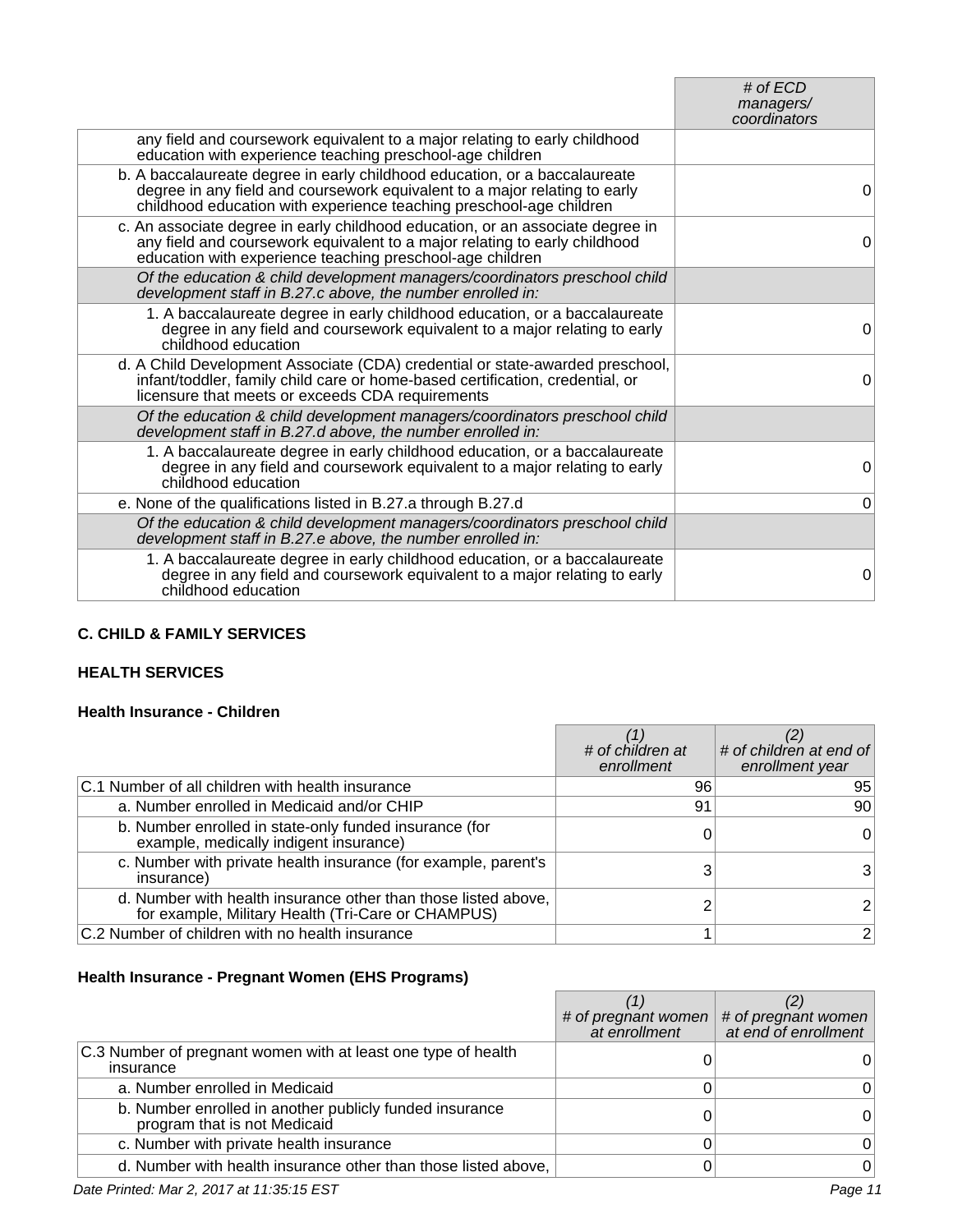| | # of ECD managers/ coordinators |
|---|---|
| any field and coursework equivalent to a major relating to early childhood education with experience teaching preschool-age children | |
| b. A baccalaureate degree in early childhood education, or a baccalaureate degree in any field and coursework equivalent to a major relating to early childhood education with experience teaching preschool-age children | 0 |
| c. An associate degree in early childhood education, or an associate degree in any field and coursework equivalent to a major relating to early childhood education with experience teaching preschool-age children | 0 |
| *Of the education & child development managers/coordinators preschool child development staff in B.27.c above, the number enrolled in:* | |
| 1. A baccalaureate degree in early childhood education, or a baccalaureate degree in any field and coursework equivalent to a major relating to early childhood education | 0 |
| d. A Child Development Associate (CDA) credential or state-awarded preschool, infant/toddler, family child care or home-based certification, credential, or licensure that meets or exceeds CDA requirements | 0 |
| *Of the education & child development managers/coordinators preschool child development staff in B.27.d above, the number enrolled in:* | |
| 1. A baccalaureate degree in early childhood education, or a baccalaureate degree in any field and coursework equivalent to a major relating to early childhood education | 0 |
| e. None of the qualifications listed in B.27.a through B.27.d | 0 |
| *Of the education & child development managers/coordinators preschool child development staff in B.27.e above, the number enrolled in:* | |
| 1. A baccalaureate degree in early childhood education, or a baccalaureate degree in any field and coursework equivalent to a major relating to early childhood education | 0 |

## C. CHILD & FAMILY SERVICES

### HEALTH SERVICES

#### Health Insurance - Children

| | (1) # of children at enrollment | (2) # of children at end of enrollment year |
|---|---|---|
| C.1 Number of all children with health insurance | 96 | 95 |
| a. Number enrolled in Medicaid and/or CHIP | 91 | 90 |
| b. Number enrolled in state-only funded insurance (for example, medically indigent insurance) | 0 | 0 |
| c. Number with private health insurance (for example, parent's insurance) | 3 | 3 |
| d. Number with health insurance other than those listed above, for example, Military Health (Tri-Care or CHAMPUS) | 2 | 2 |
| C.2 Number of children with no health insurance | 1 | 2 |

#### Health Insurance - Pregnant Women (EHS Programs)

| | (1) # of pregnant women at enrollment | (2) # of pregnant women at end of enrollment |
|---|---|---|
| C.3 Number of pregnant women with at least one type of health insurance | 0 | 0 |
| a. Number enrolled in Medicaid | 0 | 0 |
| b. Number enrolled in another publicly funded insurance program that is not Medicaid | 0 | 0 |
| c. Number with private health insurance | 0 | 0 |
| d. Number with health insurance other than those listed above, | 0 | 0 |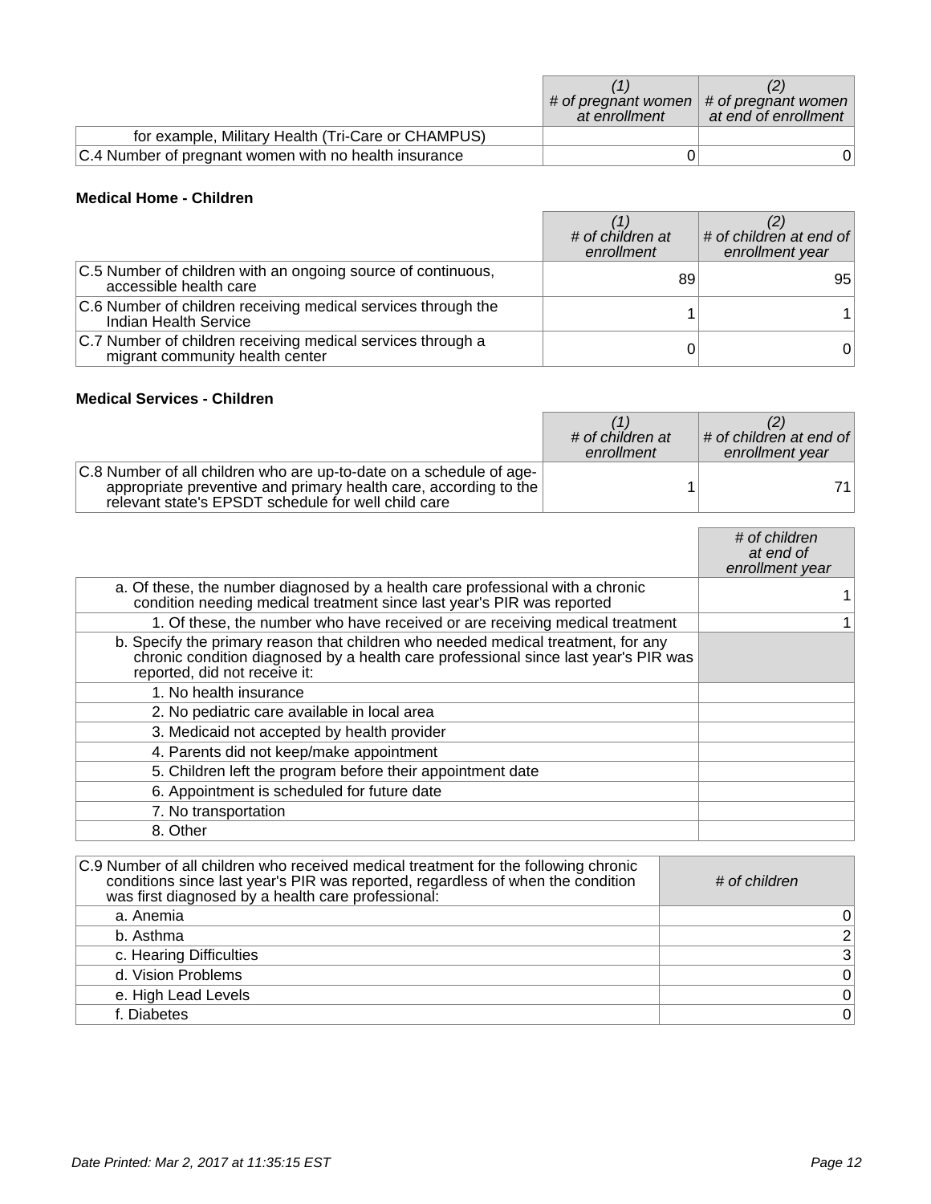| | (1) # of pregnant women at enrollment | (2) # of pregnant women at end of enrollment |
|---|---|---|
| for example, Military Health (Tri-Care or CHAMPUS) | | |
| C.4 Number of pregnant women with no health insurance | 0 | 0 |

**Medical Home - Children**

| | (1) # of children at enrollment | (2) # of children at end of enrollment year |
|---|---|---|
| C.5 Number of children with an ongoing source of continuous, accessible health care | 89 | 95 |
| C.6 Number of children receiving medical services through the Indian Health Service | 1 | 1 |
| C.7 Number of children receiving medical services through a migrant community health center | 0 | 0 |

**Medical Services - Children**

| | (1) # of children at enrollment | (2) # of children at end of enrollment year |
|---|---|---|
| C.8 Number of all children who are up-to-date on a schedule of age-appropriate preventive and primary health care, according to the relevant state's EPSDT schedule for well child care | 1 | 71 |

| | # of children at end of enrollment year |
|---|---|
| a. Of these, the number diagnosed by a health care professional with a chronic condition needing medical treatment since last year's PIR was reported | 1 |
| 1. Of these, the number who have received or are receiving medical treatment | 1 |
| b. Specify the primary reason that children who needed medical treatment, for any chronic condition diagnosed by a health care professional since last year's PIR was reported, did not receive it: | |
| 1. No health insurance | |
| 2. No pediatric care available in local area | |
| 3. Medicaid not accepted by health provider | |
| 4. Parents did not keep/make appointment | |
| 5. Children left the program before their appointment date | |
| 6. Appointment is scheduled for future date | |
| 7. No transportation | |
| 8. Other | |

| C.9 Number of all children who received medical treatment for the following chronic conditions since last year's PIR was reported, regardless of when the condition was first diagnosed by a health care professional: | # of children |
|---|---|
| a. Anemia | 0 |
| b. Asthma | 2 |
| c. Hearing Difficulties | 3 |
| d. Vision Problems | 0 |
| e. High Lead Levels | 0 |
| f. Diabetes | 0 |

*Date Printed: Mar 2, 2017 at 11:35:15 EST*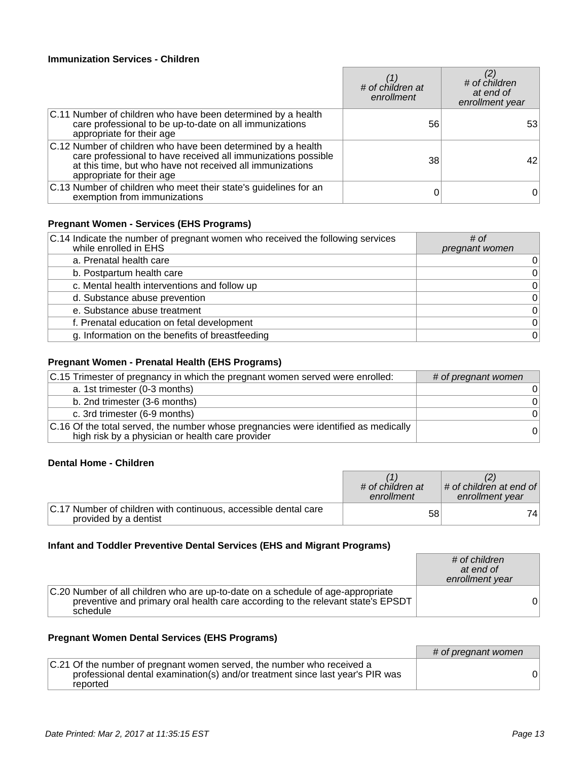### Immunization Services - Children

| | (1) # of children at enrollment | (2) # of children at end of enrollment year |
|---|---|---|
| C.11 Number of children who have been determined by a health care professional to be up-to-date on all immunizations appropriate for their age | 56 | 53 |
| C.12 Number of children who have been determined by a health care professional to have received all immunizations possible at this time, but who have not received all immunizations appropriate for their age | 38 | 42 |
| C.13 Number of children who meet their state's guidelines for an exemption from immunizations | 0 | 0 |

### Pregnant Women - Services (EHS Programs)

| C.14 Indicate the number of pregnant women who received the following services while enrolled in EHS | # of pregnant women |
|---|---|
| a. Prenatal health care | 0 |
| b. Postpartum health care | 0 |
| c. Mental health interventions and follow up | 0 |
| d. Substance abuse prevention | 0 |
| e. Substance abuse treatment | 0 |
| f. Prenatal education on fetal development | 0 |
| g. Information on the benefits of breastfeeding | 0 |

### Pregnant Women - Prenatal Health (EHS Programs)

| C.15 Trimester of pregnancy in which the pregnant women served were enrolled: | # of pregnant women |
|---|---|
| a. 1st trimester (0-3 months) | 0 |
| b. 2nd trimester (3-6 months) | 0 |
| c. 3rd trimester (6-9 months) | 0 |
| C.16 Of the total served, the number whose pregnancies were identified as medically high risk by a physician or health care provider | 0 |

### Dental Home - Children

| | (1) # of children at enrollment | (2) # of children at end of enrollment year |
|---|---|---|
| C.17 Number of children with continuous, accessible dental care provided by a dentist | 58 | 74 |

### Infant and Toddler Preventive Dental Services (EHS and Migrant Programs)

| | # of children at end of enrollment year |
|---|---|
| C.20 Number of all children who are up-to-date on a schedule of age-appropriate preventive and primary oral health care according to the relevant state's EPSDT schedule | 0 |

### Pregnant Women Dental Services (EHS Programs)

| | # of pregnant women |
|---|---|
| C.21 Of the number of pregnant women served, the number who received a professional dental examination(s) and/or treatment since last year's PIR was reported | 0 |

*Date Printed: Mar 2, 2017 at 11:35:15 EST*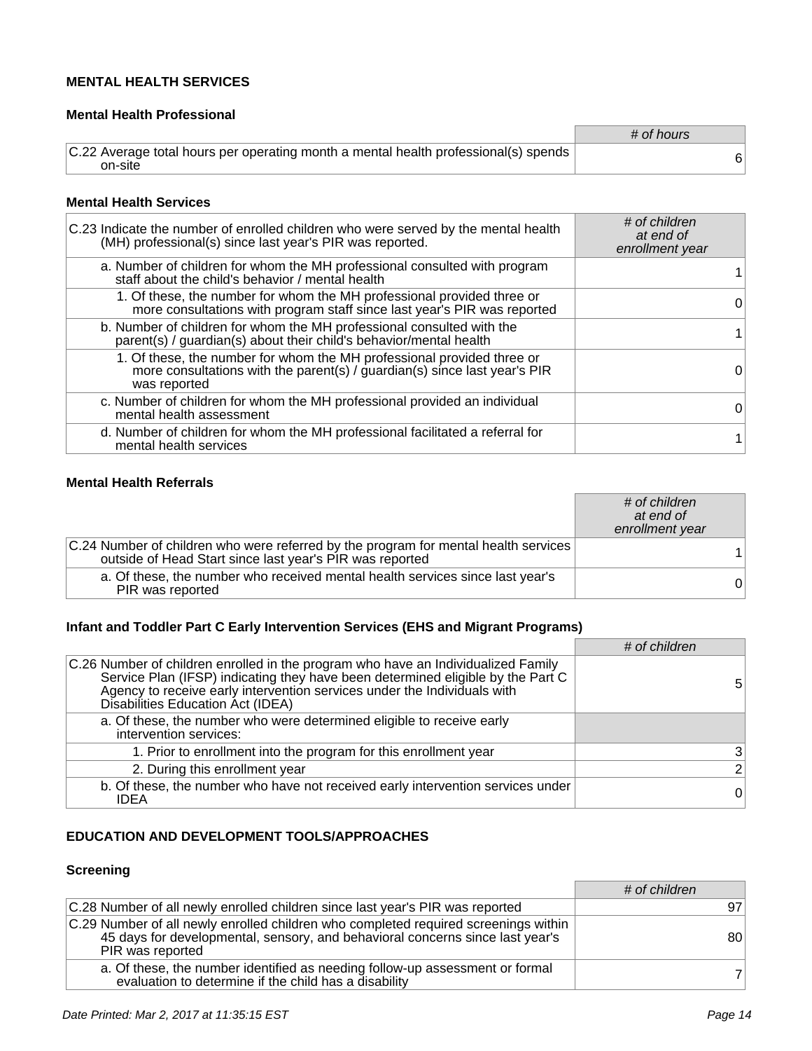## MENTAL HEALTH SERVICES

### Mental Health Professional

| | *# of hours* |
|---|---|
| C.22 Average total hours per operating month a mental health professional(s) spends on-site | 6 |

### Mental Health Services

| C.23 Indicate the number of enrolled children who were served by the mental health (MH) professional(s) since last year's PIR was reported. | *# of children at end of enrollment year* |
|---|---|
| a. Number of children for whom the MH professional consulted with program staff about the child's behavior / mental health | 1 |
| 1. Of these, the number for whom the MH professional provided three or more consultations with program staff since last year's PIR was reported | 0 |
| b. Number of children for whom the MH professional consulted with the parent(s) / guardian(s) about their child's behavior/mental health | 1 |
| 1. Of these, the number for whom the MH professional provided three or more consultations with the parent(s) / guardian(s) since last year's PIR was reported | 0 |
| c. Number of children for whom the MH professional provided an individual mental health assessment | 0 |
| d. Number of children for whom the MH professional facilitated a referral for mental health services | 1 |

### Mental Health Referrals

| | *# of children at end of enrollment year* |
|---|---|
| C.24 Number of children who were referred by the program for mental health services outside of Head Start since last year's PIR was reported | 1 |
| a. Of these, the number who received mental health services since last year's PIR was reported | 0 |

### Infant and Toddler Part C Early Intervention Services (EHS and Migrant Programs)

| | *# of children* |
|---|---|
| C.26 Number of children enrolled in the program who have an Individualized Family Service Plan (IFSP) indicating they have been determined eligible by the Part C Agency to receive early intervention services under the Individuals with Disabilities Education Act (IDEA) | 5 |
| a. Of these, the number who were determined eligible to receive early intervention services: | |
| 1. Prior to enrollment into the program for this enrollment year | 3 |
| 2. During this enrollment year | 2 |
| b. Of these, the number who have not received early intervention services under IDEA | 0 |

## EDUCATION AND DEVELOPMENT TOOLS/APPROACHES

### Screening

| | *# of children* |
|---|---|
| C.28 Number of all newly enrolled children since last year's PIR was reported | 97 |
| C.29 Number of all newly enrolled children who completed required screenings within 45 days for developmental, sensory, and behavioral concerns since last year's PIR was reported | 80 |
| a. Of these, the number identified as needing follow-up assessment or formal evaluation to determine if the child has a disability | 7 |

*Date Printed: Mar 2, 2017 at 11:35:15 EST*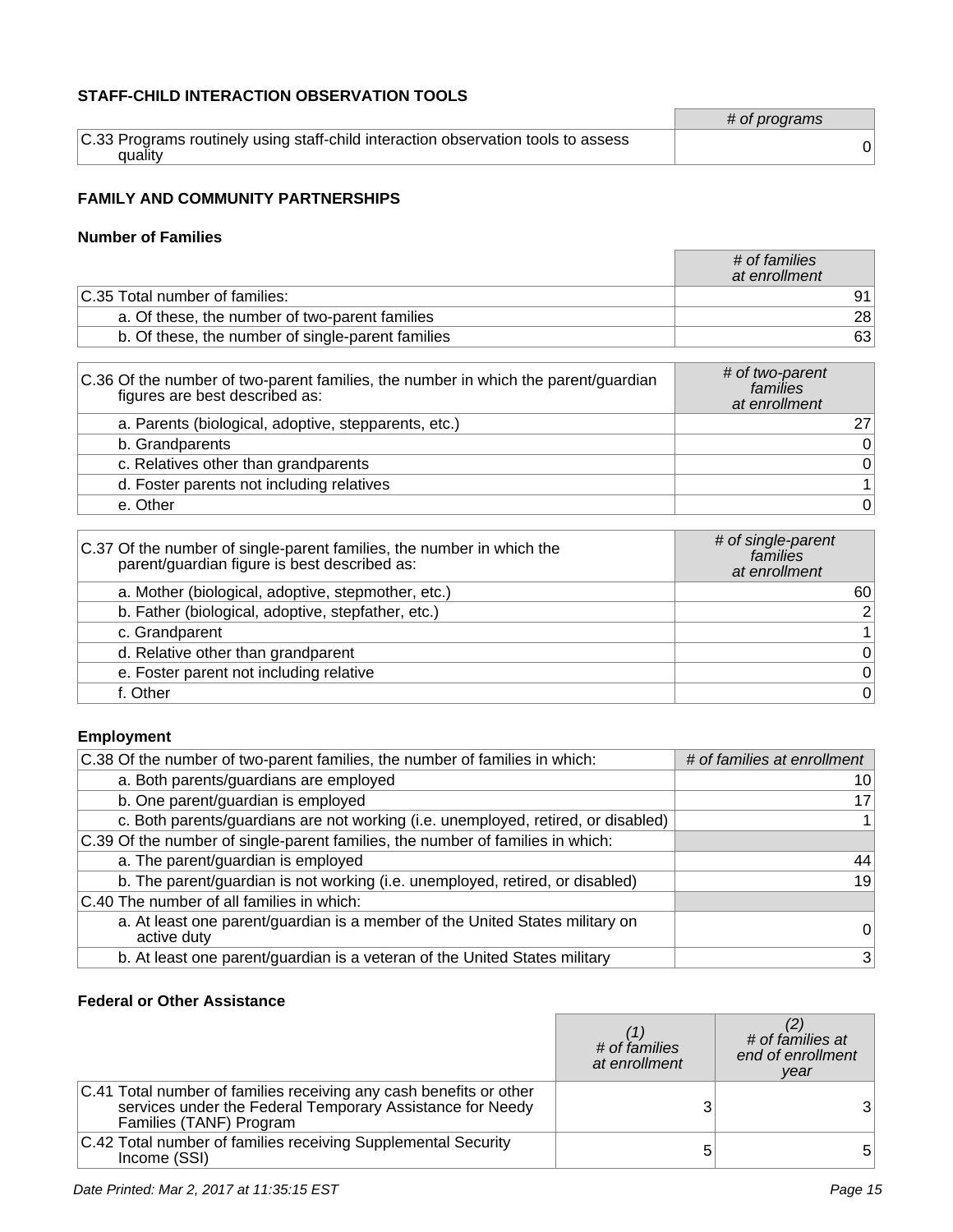### STAFF-CHILD INTERACTION OBSERVATION TOOLS

| | # of programs |
|---|---|
| C.33 Programs routinely using staff-child interaction observation tools to assess quality | 0 |

### FAMILY AND COMMUNITY PARTNERSHIPS

#### Number of Families

| | # of families at enrollment |
|---|---|
| C.35 Total number of families: | 91 |
| a. Of these, the number of two-parent families | 28 |
| b. Of these, the number of single-parent families | 63 |

| C.36 Of the number of two-parent families, the number in which the parent/guardian figures are best described as: | # of two-parent families at enrollment |
|---|---|
| a. Parents (biological, adoptive, stepparents, etc.) | 27 |
| b. Grandparents | 0 |
| c. Relatives other than grandparents | 0 |
| d. Foster parents not including relatives | 1 |
| e. Other | 0 |

| C.37 Of the number of single-parent families, the number in which the parent/guardian figure is best described as: | # of single-parent families at enrollment |
|---|---|
| a. Mother (biological, adoptive, stepmother, etc.) | 60 |
| b. Father (biological, adoptive, stepfather, etc.) | 2 |
| c. Grandparent | 1 |
| d. Relative other than grandparent | 0 |
| e. Foster parent not including relative | 0 |
| f. Other | 0 |

#### Employment

| C.38 Of the number of two-parent families, the number of families in which: | # of families at enrollment |
|---|---|
| a. Both parents/guardians are employed | 10 |
| b. One parent/guardian is employed | 17 |
| c. Both parents/guardians are not working (i.e. unemployed, retired, or disabled) | 1 |
| C.39 Of the number of single-parent families, the number of families in which: | |
| a. The parent/guardian is employed | 44 |
| b. The parent/guardian is not working (i.e. unemployed, retired, or disabled) | 19 |
| C.40 The number of all families in which: | |
| a. At least one parent/guardian is a member of the United States military on active duty | 0 |
| b. At least one parent/guardian is a veteran of the United States military | 3 |

#### Federal or Other Assistance

| | (1) # of families at enrollment | (2) # of families at end of enrollment year |
|---|---|---|
| C.41 Total number of families receiving any cash benefits or other services under the Federal Temporary Assistance for Needy Families (TANF) Program | 3 | 3 |
| C.42 Total number of families receiving Supplemental Security Income (SSI) | 5 | 5 |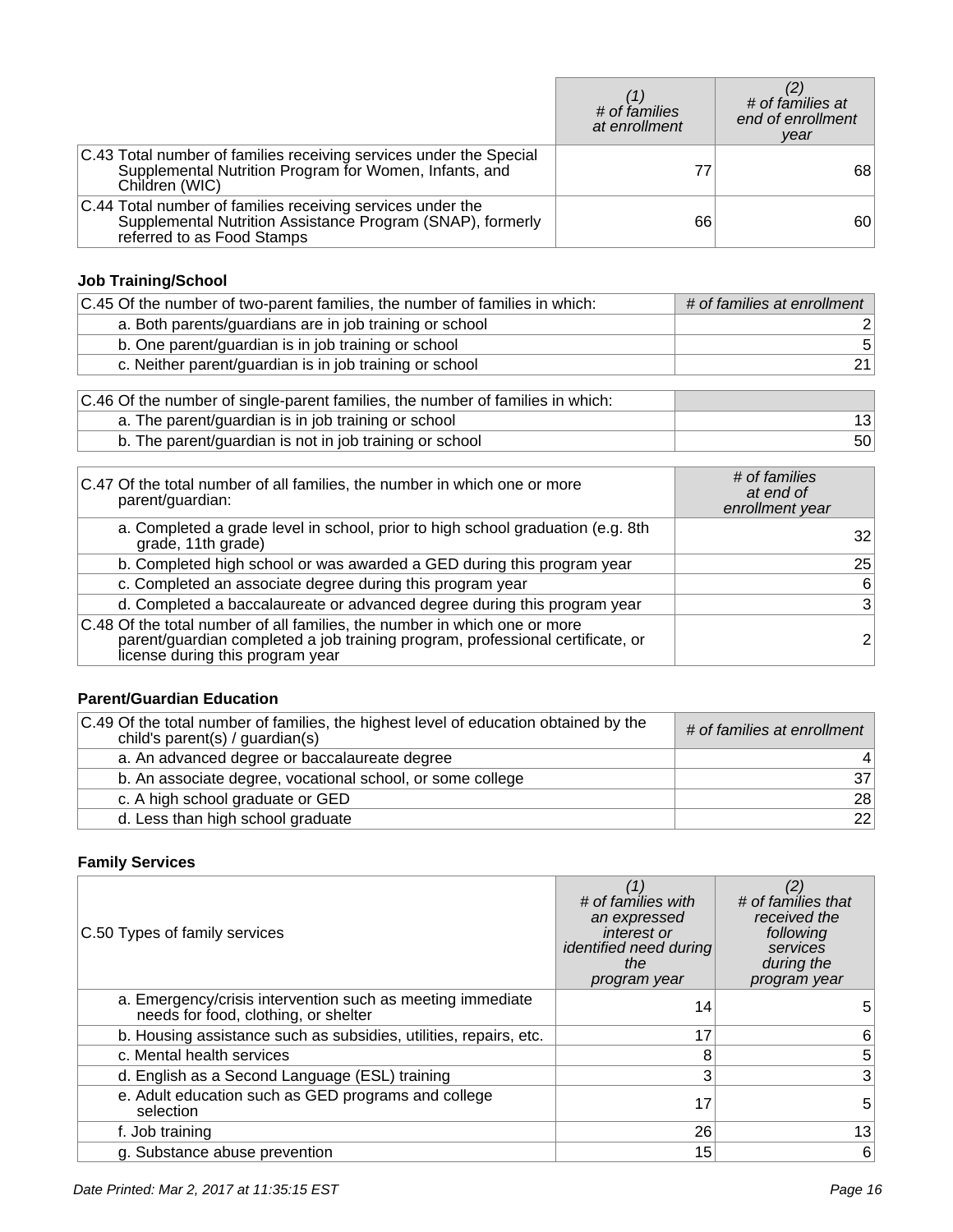| | (1) # of families at enrollment | (2) # of families at end of enrollment year |
|---|---|---|
| C.43 Total number of families receiving services under the Special Supplemental Nutrition Program for Women, Infants, and Children (WIC) | 77 | 68 |
| C.44 Total number of families receiving services under the Supplemental Nutrition Assistance Program (SNAP), formerly referred to as Food Stamps | 66 | 60 |

### Job Training/School

| C.45 Of the number of two-parent families, the number of families in which: | # of families at enrollment |
|---|---|
| a. Both parents/guardians are in job training or school | 2 |
| b. One parent/guardian is in job training or school | 5 |
| c. Neither parent/guardian is in job training or school | 21 |

| C.46 Of the number of single-parent families, the number of families in which: | |
|---|---|
| a. The parent/guardian is in job training or school | 13 |
| b. The parent/guardian is not in job training or school | 50 |

| C.47 Of the total number of all families, the number in which one or more parent/guardian: | # of families at end of enrollment year |
|---|---|
| a. Completed a grade level in school, prior to high school graduation (e.g. 8th grade, 11th grade) | 32 |
| b. Completed high school or was awarded a GED during this program year | 25 |
| c. Completed an associate degree during this program year | 6 |
| d. Completed a baccalaureate or advanced degree during this program year | 3 |
| C.48 Of the total number of all families, the number in which one or more parent/guardian completed a job training program, professional certificate, or license during this program year | 2 |

### Parent/Guardian Education

| C.49 Of the total number of families, the highest level of education obtained by the child's parent(s) / guardian(s) | # of families at enrollment |
|---|---|
| a. An advanced degree or baccalaureate degree | 4 |
| b. An associate degree, vocational school, or some college | 37 |
| c. A high school graduate or GED | 28 |
| d. Less than high school graduate | 22 |

### Family Services

| C.50 Types of family services | (1) # of families with an expressed interest or identified need during the program year | (2) # of families that received the following services during the program year |
|---|---|---|
| a. Emergency/crisis intervention such as meeting immediate needs for food, clothing, or shelter | 14 | 5 |
| b. Housing assistance such as subsidies, utilities, repairs, etc. | 17 | 6 |
| c. Mental health services | 8 | 5 |
| d. English as a Second Language (ESL) training | 3 | 3 |
| e. Adult education such as GED programs and college selection | 17 | 5 |
| f. Job training | 26 | 13 |
| g. Substance abuse prevention | 15 | 6 |

*Date Printed: Mar 2, 2017 at 11:35:15 EST*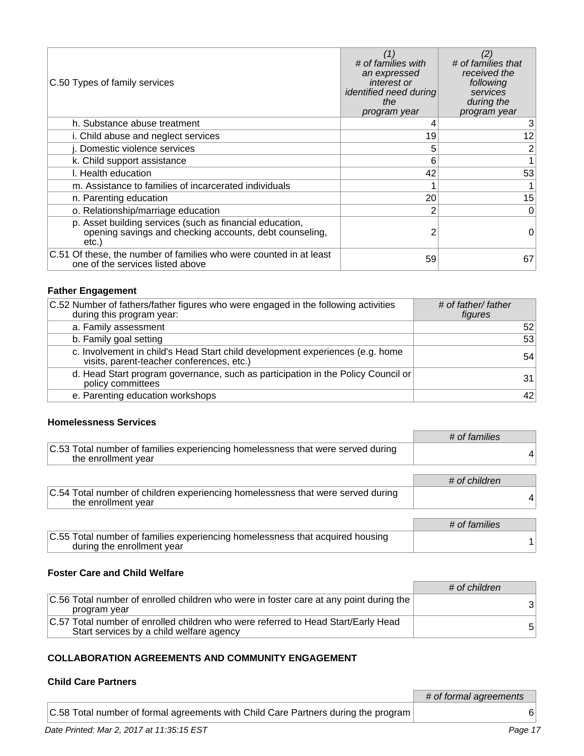| C.50 Types of family services | (1) # of families with an expressed interest or identified need during the program year | (2) # of families that received the following services during the program year |
|---|---|---|
| h. Substance abuse treatment | 4 | 3 |
| i. Child abuse and neglect services | 19 | 12 |
| j. Domestic violence services | 5 | 2 |
| k. Child support assistance | 6 | 1 |
| l. Health education | 42 | 53 |
| m. Assistance to families of incarcerated individuals | 1 | 1 |
| n. Parenting education | 20 | 15 |
| o. Relationship/marriage education | 2 | 0 |
| p. Asset building services (such as financial education, opening savings and checking accounts, debt counseling, etc.) | 2 | 0 |
| C.51 Of these, the number of families who were counted in at least one of the services listed above | 59 | 67 |

### Father Engagement

| C.52 Number of fathers/father figures who were engaged in the following activities during this program year: | # of father/ father figures |
|---|---|
| a. Family assessment | 52 |
| b. Family goal setting | 53 |
| c. Involvement in child's Head Start child development experiences (e.g. home visits, parent-teacher conferences, etc.) | 54 |
| d. Head Start program governance, such as participation in the Policy Council or policy committees | 31 |
| e. Parenting education workshops | 42 |

### Homelessness Services

| | # of families |
|---|---|
| C.53 Total number of families experiencing homelessness that were served during the enrollment year | 4 |

| | # of children |
|---|---|
| C.54 Total number of children experiencing homelessness that were served during the enrollment year | 4 |

| | # of families |
|---|---|
| C.55 Total number of families experiencing homelessness that acquired housing during the enrollment year | 1 |

### Foster Care and Child Welfare

| | # of children |
|---|---|
| C.56 Total number of enrolled children who were in foster care at any point during the program year | 3 |
| C.57 Total number of enrolled children who were referred to Head Start/Early Head Start services by a child welfare agency | 5 |

## COLLABORATION AGREEMENTS AND COMMUNITY ENGAGEMENT

### Child Care Partners

| | # of formal agreements |
|---|---|
| C.58 Total number of formal agreements with Child Care Partners during the program | 6 |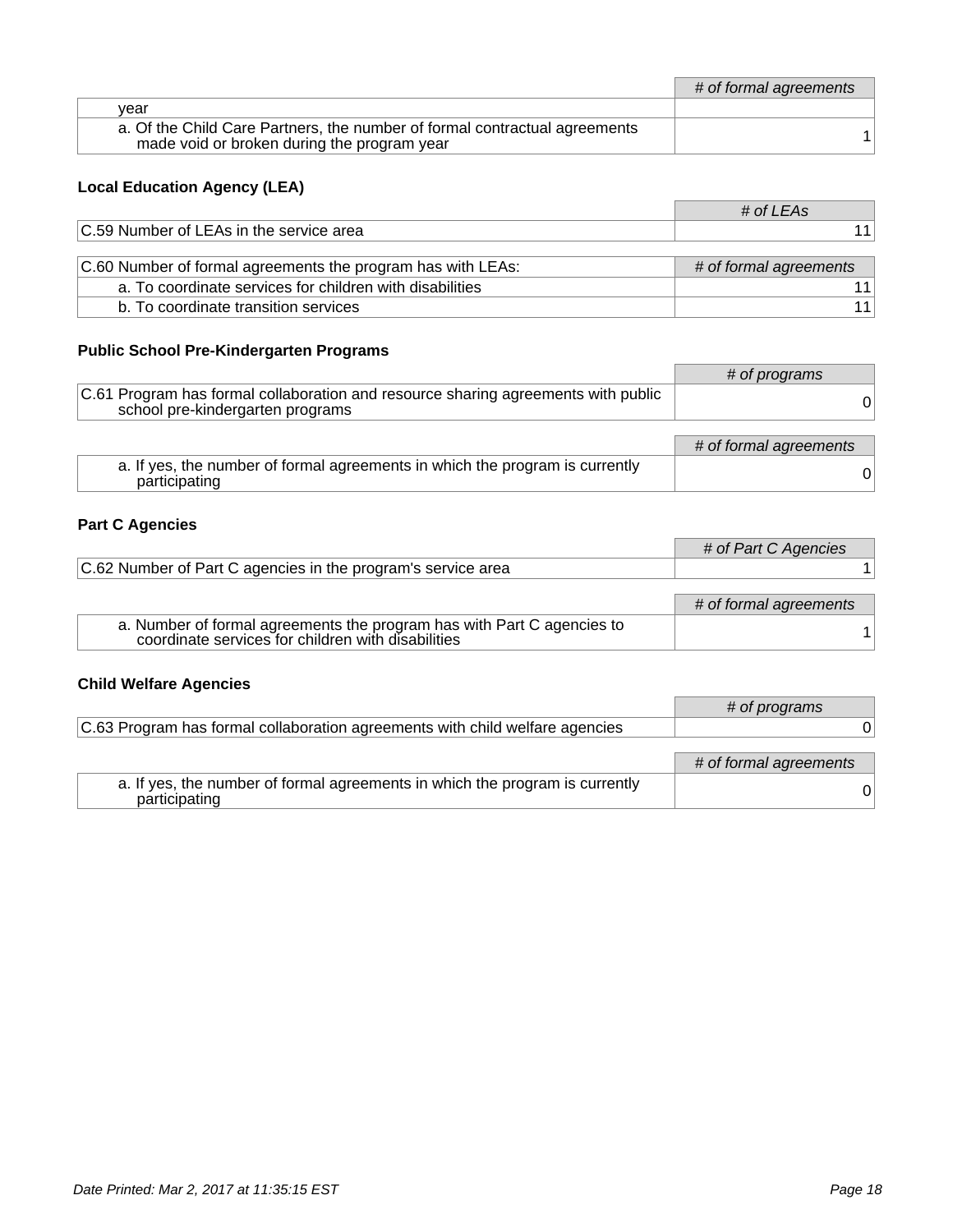| | # of formal agreements |
|---|---|
| year | |
| a. Of the Child Care Partners, the number of formal contractual agreements made void or broken during the program year | 1 |

### Local Education Agency (LEA)

| | # of LEAs |
|---|---|
| C.59 Number of LEAs in the service area | 11 |

| C.60 Number of formal agreements the program has with LEAs: | # of formal agreements |
|---|---|
| a. To coordinate services for children with disabilities | 11 |
| b. To coordinate transition services | 11 |

### Public School Pre-Kindergarten Programs

| | # of programs |
|---|---|
| C.61 Program has formal collaboration and resource sharing agreements with public school pre-kindergarten programs | 0 |

| | # of formal agreements |
|---|---|
| a. If yes, the number of formal agreements in which the program is currently participating | 0 |

### Part C Agencies

| | # of Part C Agencies |
|---|---|
| C.62 Number of Part C agencies in the program's service area | 1 |

| | # of formal agreements |
|---|---|
| a. Number of formal agreements the program has with Part C agencies to coordinate services for children with disabilities | 1 |

### Child Welfare Agencies

| | # of programs |
|---|---|
| C.63 Program has formal collaboration agreements with child welfare agencies | 0 |

| | # of formal agreements |
|---|---|
| a. If yes, the number of formal agreements in which the program is currently participating | 0 |

Date Printed: Mar 2, 2017 at 11:35:15 EST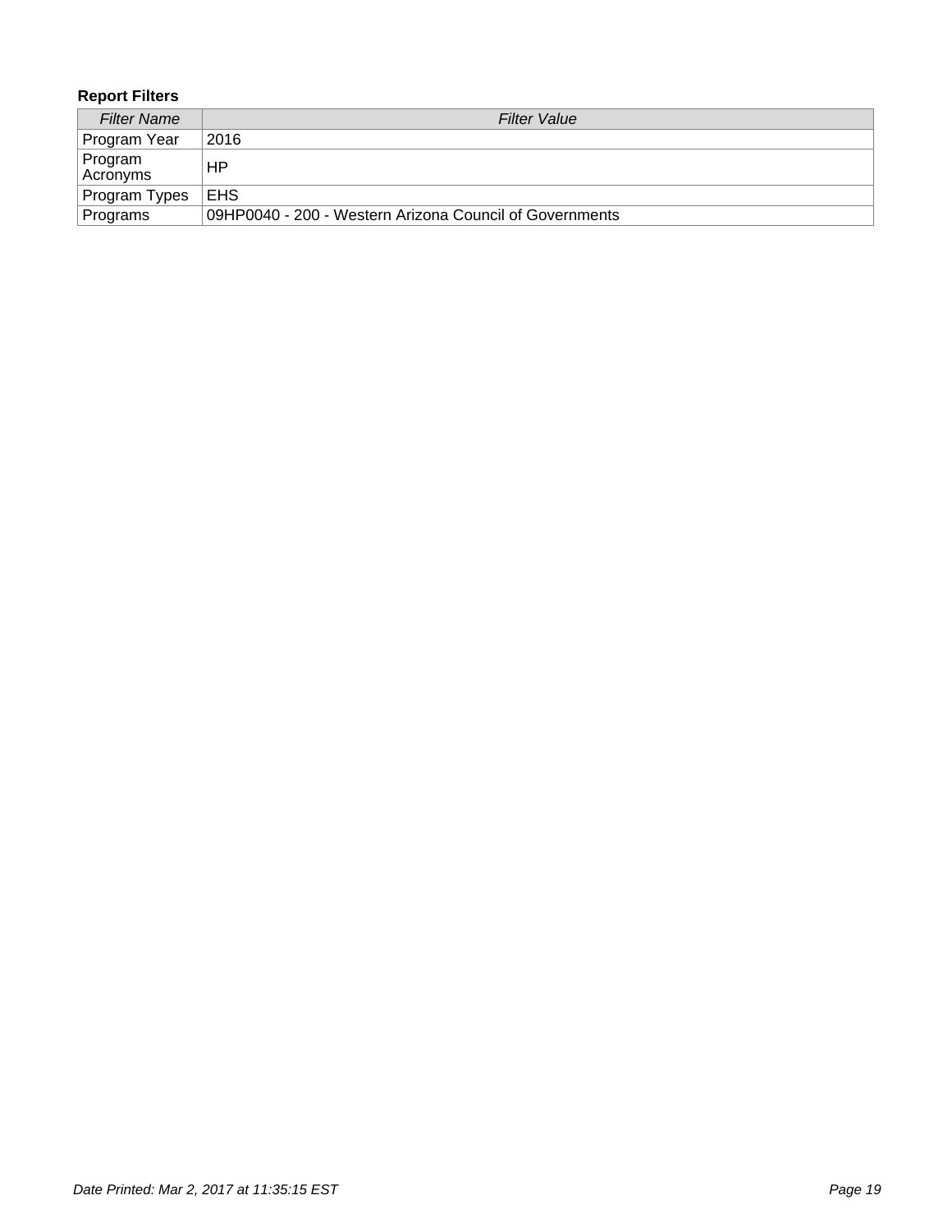**Report Filters**

| *Filter Name* | *Filter Value* |
| --- | --- |
| Program Year | 2016 |
| Program Acronyms | HP |
| Program Types | EHS |
| Programs | 09HP0040 - 200 - Western Arizona Council of Governments |

*Date Printed: Mar 2, 2017 at 11:35:15 EST*